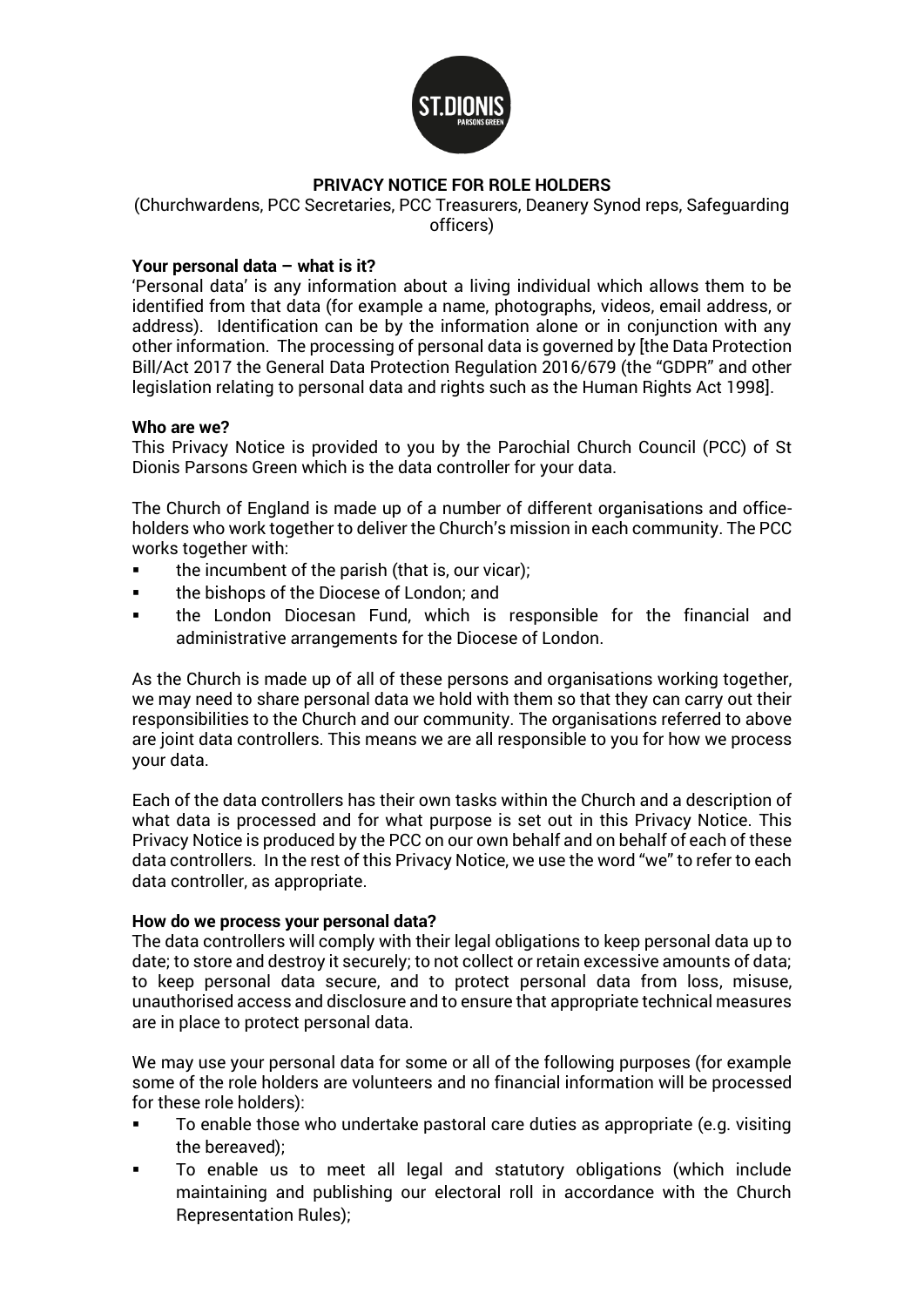**ST.DIONIS**
PARSONS GREEN

# PRIVACY NOTICE FOR ROLE HOLDERS

(Churchwardens, PCC Secretaries, PCC Treasurers, Deanery Synod reps, Safeguarding officers)

**Your personal data – what is it?**

'Personal data' is any information about a living individual which allows them to be identified from that data (for example a name, photographs, videos, email address, or address). Identification can be by the information alone or in conjunction with any other information. The processing of personal data is governed by [the Data Protection Bill/Act 2017 the General Data Protection Regulation 2016/679 (the "GDPR" and other legislation relating to personal data and rights such as the Human Rights Act 1998].

**Who are we?**

This Privacy Notice is provided to you by the Parochial Church Council (PCC) of St Dionis Parsons Green which is the data controller for your data.

The Church of England is made up of a number of different organisations and office-holders who work together to deliver the Church's mission in each community. The PCC works together with:

- the incumbent of the parish (that is, our vicar);
- the bishops of the Diocese of London; and
- the London Diocesan Fund, which is responsible for the financial and administrative arrangements for the Diocese of London.

As the Church is made up of all of these persons and organisations working together, we may need to share personal data we hold with them so that they can carry out their responsibilities to the Church and our community. The organisations referred to above are joint data controllers. This means we are all responsible to you for how we process your data.

Each of the data controllers has their own tasks within the Church and a description of what data is processed and for what purpose is set out in this Privacy Notice. This Privacy Notice is produced by the PCC on our own behalf and on behalf of each of these data controllers. In the rest of this Privacy Notice, we use the word "we" to refer to each data controller, as appropriate.

**How do we process your personal data?**

The data controllers will comply with their legal obligations to keep personal data up to date; to store and destroy it securely; to not collect or retain excessive amounts of data; to keep personal data secure, and to protect personal data from loss, misuse, unauthorised access and disclosure and to ensure that appropriate technical measures are in place to protect personal data.

We may use your personal data for some or all of the following purposes (for example some of the role holders are volunteers and no financial information will be processed for these role holders):

- To enable those who undertake pastoral care duties as appropriate (e.g. visiting the bereaved);
- To enable us to meet all legal and statutory obligations (which include maintaining and publishing our electoral roll in accordance with the Church Representation Rules);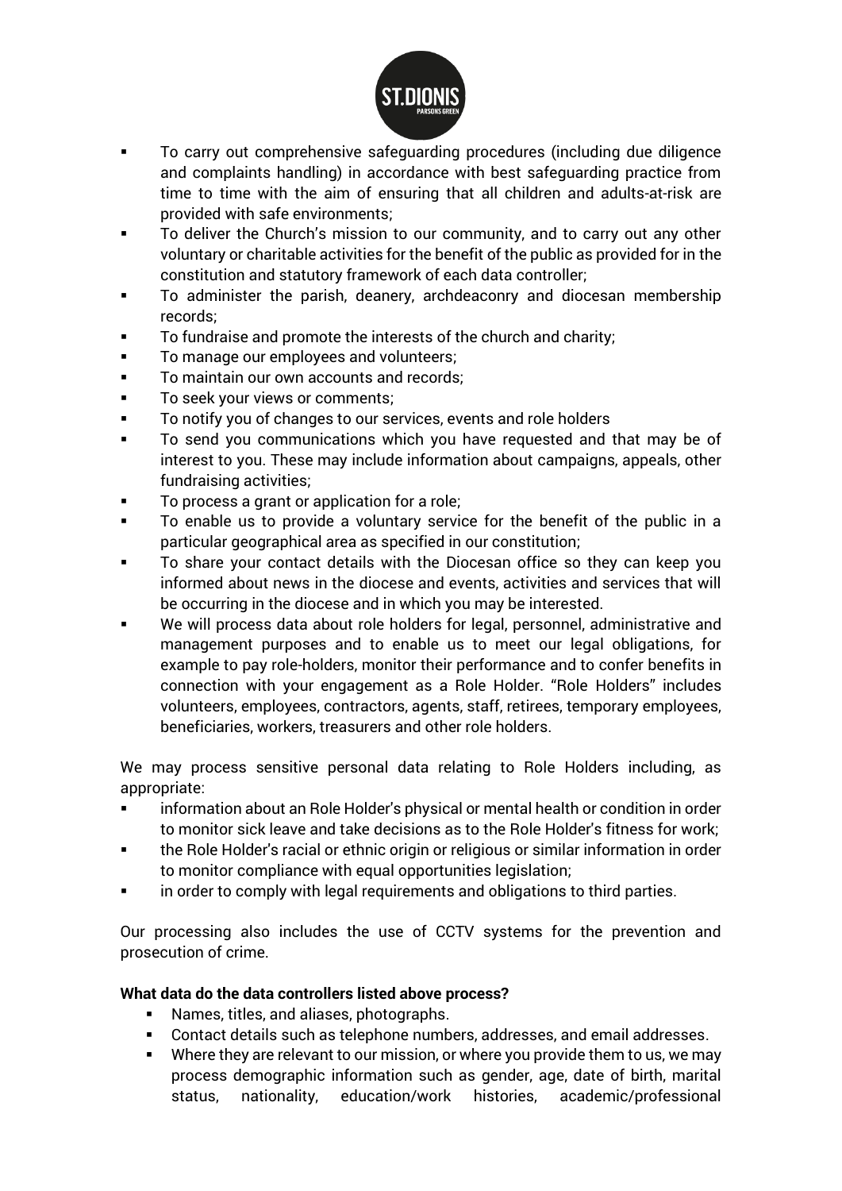- To carry out comprehensive safeguarding procedures (including due diligence and complaints handling) in accordance with best safeguarding practice from time to time with the aim of ensuring that all children and adults-at-risk are provided with safe environments;
- To deliver the Church's mission to our community, and to carry out any other voluntary or charitable activities for the benefit of the public as provided for in the constitution and statutory framework of each data controller;
- To administer the parish, deanery, archdeaconry and diocesan membership records;
- To fundraise and promote the interests of the church and charity;
- To manage our employees and volunteers;
- To maintain our own accounts and records;
- To seek your views or comments;
- To notify you of changes to our services, events and role holders
- To send you communications which you have requested and that may be of interest to you. These may include information about campaigns, appeals, other fundraising activities;
- To process a grant or application for a role;
- To enable us to provide a voluntary service for the benefit of the public in a particular geographical area as specified in our constitution;
- To share your contact details with the Diocesan office so they can keep you informed about news in the diocese and events, activities and services that will be occurring in the diocese and in which you may be interested.
- We will process data about role holders for legal, personnel, administrative and management purposes and to enable us to meet our legal obligations, for example to pay role-holders, monitor their performance and to confer benefits in connection with your engagement as a Role Holder. "Role Holders" includes volunteers, employees, contractors, agents, staff, retirees, temporary employees, beneficiaries, workers, treasurers and other role holders.

We may process sensitive personal data relating to Role Holders including, as appropriate:

- information about an Role Holder's physical or mental health or condition in order to monitor sick leave and take decisions as to the Role Holder's fitness for work;
- the Role Holder's racial or ethnic origin or religious or similar information in order to monitor compliance with equal opportunities legislation;
- in order to comply with legal requirements and obligations to third parties.

Our processing also includes the use of CCTV systems for the prevention and prosecution of crime.

**What data do the data controllers listed above process?**

- Names, titles, and aliases, photographs.
- Contact details such as telephone numbers, addresses, and email addresses.
- Where they are relevant to our mission, or where you provide them to us, we may process demographic information such as gender, age, date of birth, marital status, nationality, education/work histories, academic/professional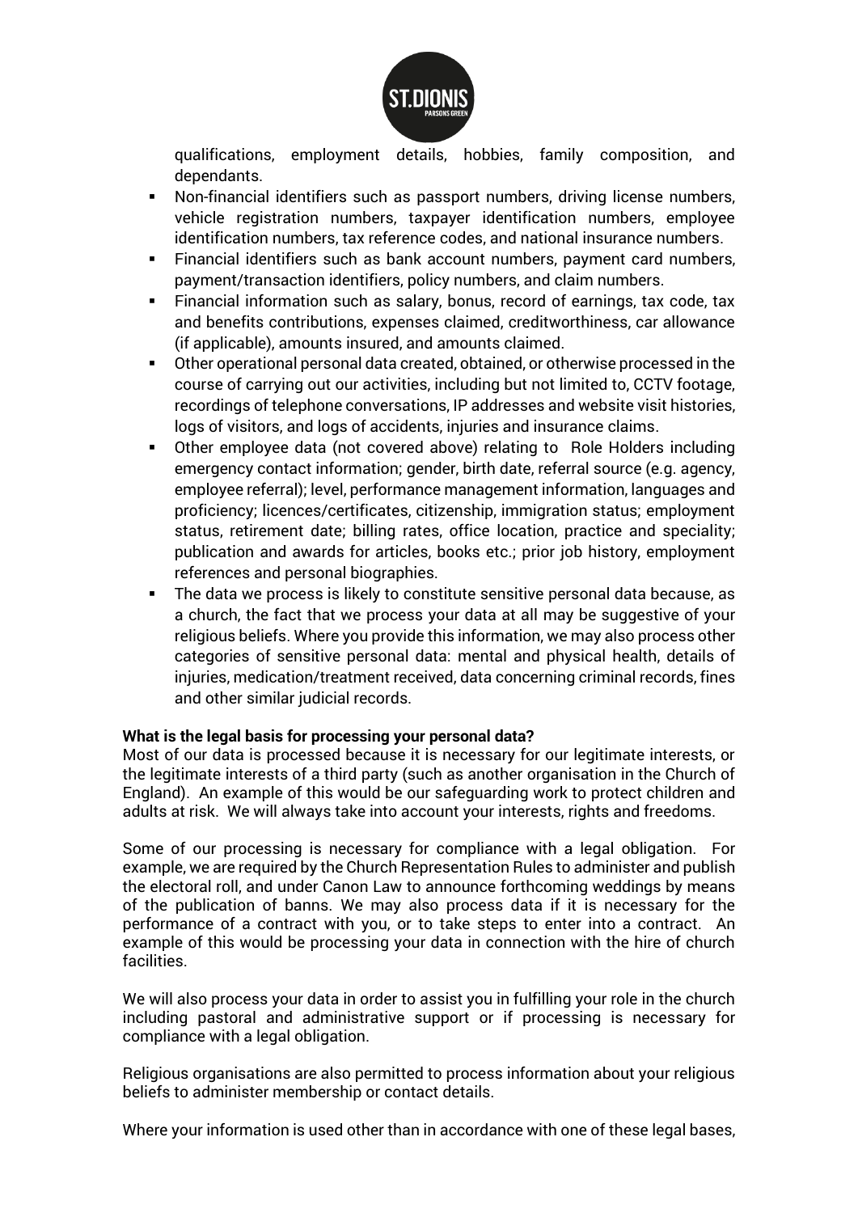qualifications, employment details, hobbies, family composition, and dependants.

- Non-financial identifiers such as passport numbers, driving license numbers, vehicle registration numbers, taxpayer identification numbers, employee identification numbers, tax reference codes, and national insurance numbers.
- Financial identifiers such as bank account numbers, payment card numbers, payment/transaction identifiers, policy numbers, and claim numbers.
- Financial information such as salary, bonus, record of earnings, tax code, tax and benefits contributions, expenses claimed, creditworthiness, car allowance (if applicable), amounts insured, and amounts claimed.
- Other operational personal data created, obtained, or otherwise processed in the course of carrying out our activities, including but not limited to, CCTV footage, recordings of telephone conversations, IP addresses and website visit histories, logs of visitors, and logs of accidents, injuries and insurance claims.
- Other employee data (not covered above) relating to Role Holders including emergency contact information; gender, birth date, referral source (e.g. agency, employee referral); level, performance management information, languages and proficiency; licences/certificates, citizenship, immigration status; employment status, retirement date; billing rates, office location, practice and speciality; publication and awards for articles, books etc.; prior job history, employment references and personal biographies.
- The data we process is likely to constitute sensitive personal data because, as a church, the fact that we process your data at all may be suggestive of your religious beliefs. Where you provide this information, we may also process other categories of sensitive personal data: mental and physical health, details of injuries, medication/treatment received, data concerning criminal records, fines and other similar judicial records.

**What is the legal basis for processing your personal data?**

Most of our data is processed because it is necessary for our legitimate interests, or the legitimate interests of a third party (such as another organisation in the Church of England). An example of this would be our safeguarding work to protect children and adults at risk. We will always take into account your interests, rights and freedoms.

Some of our processing is necessary for compliance with a legal obligation. For example, we are required by the Church Representation Rules to administer and publish the electoral roll, and under Canon Law to announce forthcoming weddings by means of the publication of banns. We may also process data if it is necessary for the performance of a contract with you, or to take steps to enter into a contract. An example of this would be processing your data in connection with the hire of church facilities.

We will also process your data in order to assist you in fulfilling your role in the church including pastoral and administrative support or if processing is necessary for compliance with a legal obligation.

Religious organisations are also permitted to process information about your religious beliefs to administer membership or contact details.

Where your information is used other than in accordance with one of these legal bases,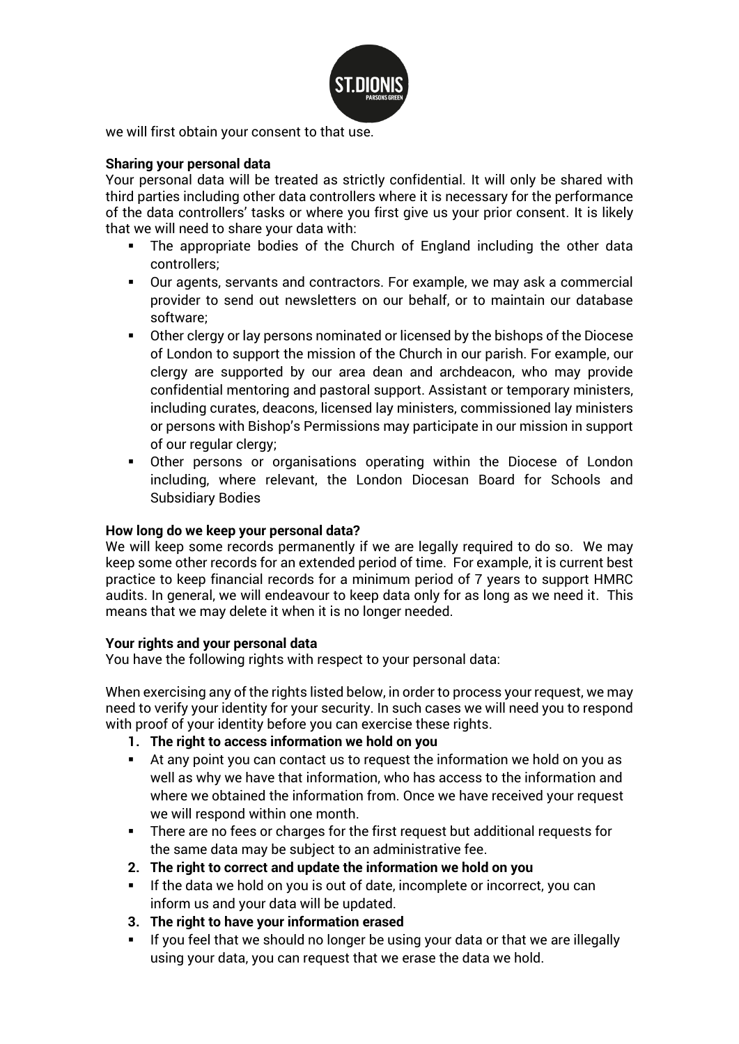we will first obtain your consent to that use.

**Sharing your personal data**

Your personal data will be treated as strictly confidential. It will only be shared with third parties including other data controllers where it is necessary for the performance of the data controllers' tasks or where you first give us your prior consent. It is likely that we will need to share your data with:

- The appropriate bodies of the Church of England including the other data controllers;
- Our agents, servants and contractors. For example, we may ask a commercial provider to send out newsletters on our behalf, or to maintain our database software;
- Other clergy or lay persons nominated or licensed by the bishops of the Diocese of London to support the mission of the Church in our parish. For example, our clergy are supported by our area dean and archdeacon, who may provide confidential mentoring and pastoral support. Assistant or temporary ministers, including curates, deacons, licensed lay ministers, commissioned lay ministers or persons with Bishop's Permissions may participate in our mission in support of our regular clergy;
- Other persons or organisations operating within the Diocese of London including, where relevant, the London Diocesan Board for Schools and Subsidiary Bodies

**How long do we keep your personal data?**

We will keep some records permanently if we are legally required to do so. We may keep some other records for an extended period of time. For example, it is current best practice to keep financial records for a minimum period of 7 years to support HMRC audits. In general, we will endeavour to keep data only for as long as we need it. This means that we may delete it when it is no longer needed.

**Your rights and your personal data**

You have the following rights with respect to your personal data:

When exercising any of the rights listed below, in order to process your request, we may need to verify your identity for your security. In such cases we will need you to respond with proof of your identity before you can exercise these rights.

1. **The right to access information we hold on you**
   - At any point you can contact us to request the information we hold on you as well as why we have that information, who has access to the information and where we obtained the information from. Once we have received your request we will respond within one month.
   - There are no fees or charges for the first request but additional requests for the same data may be subject to an administrative fee.
2. **The right to correct and update the information we hold on you**
   - If the data we hold on you is out of date, incomplete or incorrect, you can inform us and your data will be updated.
3. **The right to have your information erased**
   - If you feel that we should no longer be using your data or that we are illegally using your data, you can request that we erase the data we hold.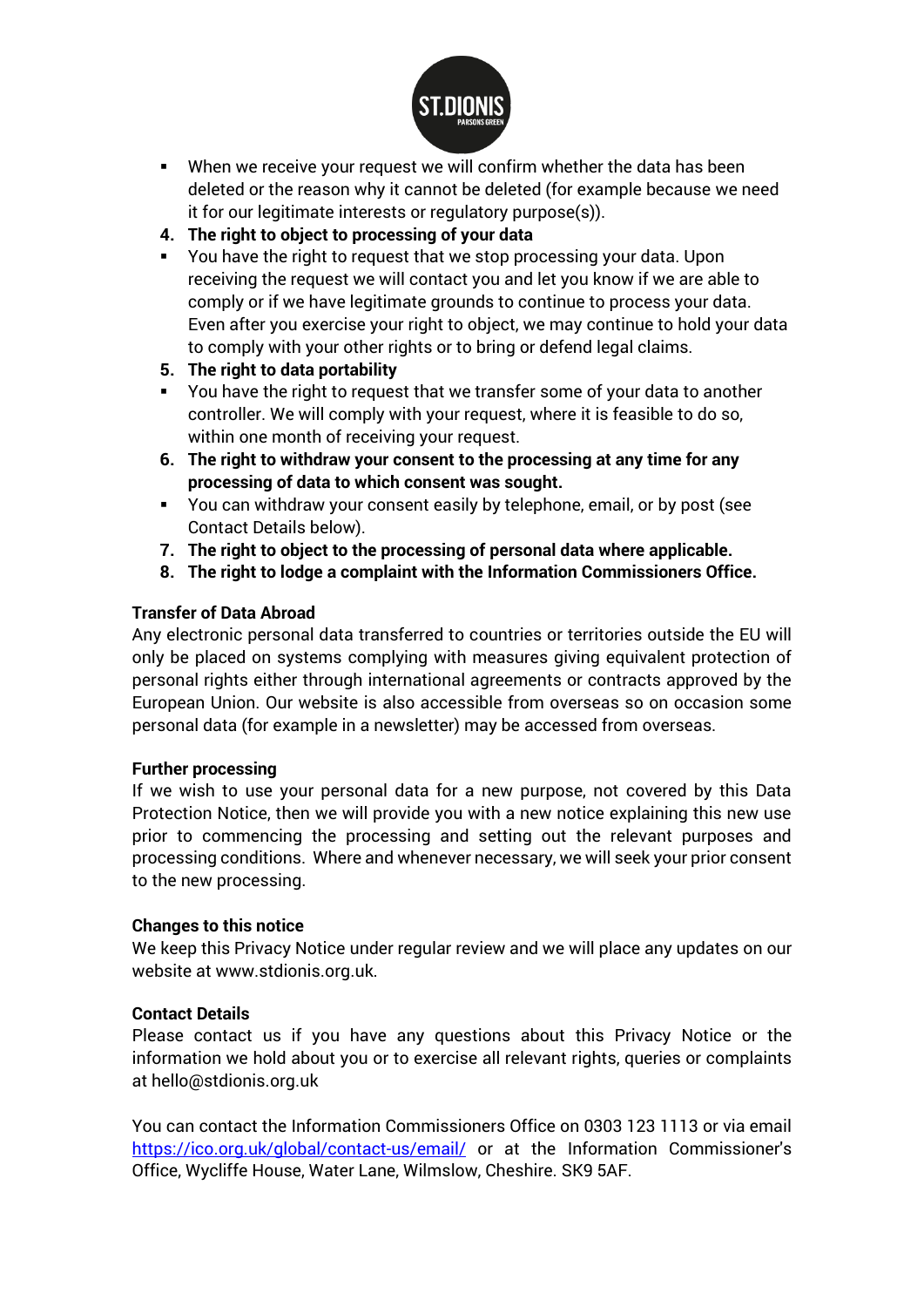- When we receive your request we will confirm whether the data has been deleted or the reason why it cannot be deleted (for example because we need it for our legitimate interests or regulatory purpose(s)).

4. **The right to object to processing of your data**
   - You have the right to request that we stop processing your data. Upon receiving the request we will contact you and let you know if we are able to comply or if we have legitimate grounds to continue to process your data. Even after you exercise your right to object, we may continue to hold your data to comply with your other rights or to bring or defend legal claims.
5. **The right to data portability**
   - You have the right to request that we transfer some of your data to another controller. We will comply with your request, where it is feasible to do so, within one month of receiving your request.
6. **The right to withdraw your consent to the processing at any time for any processing of data to which consent was sought.**
   - You can withdraw your consent easily by telephone, email, or by post (see Contact Details below).
7. **The right to object to the processing of personal data where applicable.**
8. **The right to lodge a complaint with the Information Commissioners Office.**

**Transfer of Data Abroad**

Any electronic personal data transferred to countries or territories outside the EU will only be placed on systems complying with measures giving equivalent protection of personal rights either through international agreements or contracts approved by the European Union. Our website is also accessible from overseas so on occasion some personal data (for example in a newsletter) may be accessed from overseas.

**Further processing**

If we wish to use your personal data for a new purpose, not covered by this Data Protection Notice, then we will provide you with a new notice explaining this new use prior to commencing the processing and setting out the relevant purposes and processing conditions. Where and whenever necessary, we will seek your prior consent to the new processing.

**Changes to this notice**

We keep this Privacy Notice under regular review and we will place any updates on our website at www.stdionis.org.uk.

**Contact Details**

Please contact us if you have any questions about this Privacy Notice or the information we hold about you or to exercise all relevant rights, queries or complaints at hello@stdionis.org.uk

You can contact the Information Commissioners Office on 0303 123 1113 or via email [https://ico.org.uk/global/contact-us/email/](https://ico.org.uk/global/contact-us/email/) or at the Information Commissioner's Office, Wycliffe House, Water Lane, Wilmslow, Cheshire. SK9 5AF.